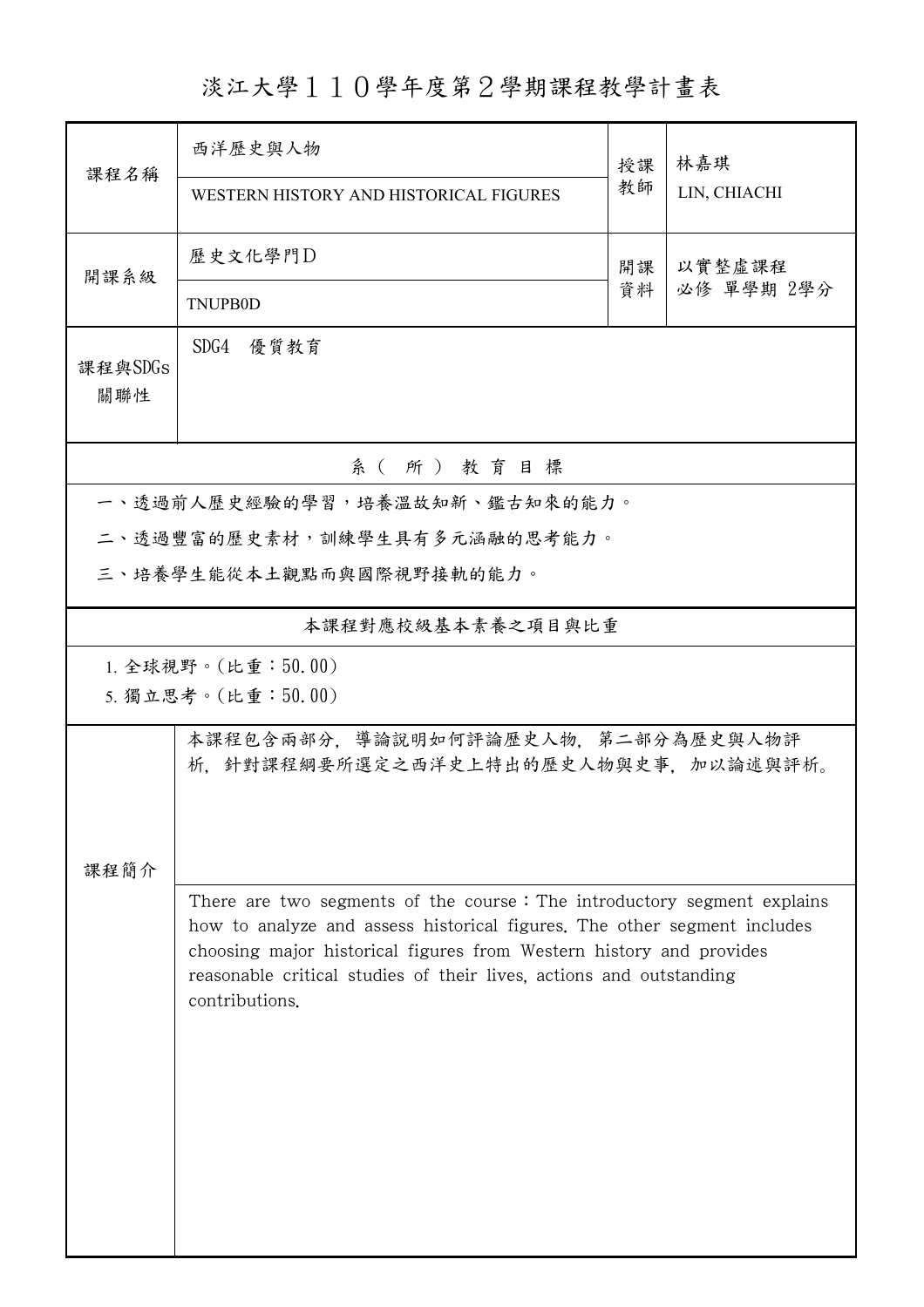# 淡江大學１１０學年度第２學期課程教學計畫表

| 課程名稱 | 西洋歷史與人物<br>WESTERN HISTORY AND HISTORICAL FIGURES | 授課教師 | 林嘉琪<br>LIN, CHIACHI |
|---|---|---|---|
| 開課系級 | 歷史文化學門D<br>TNUPB0D | 開課資料 | 以實整虛課程<br>必修 單學期 2學分 |
| 課程與SDGs關聯性 | SDG4　優質教育 | | |

**系（所）教育目標**

一、透過前人歷史經驗的學習，培養溫故知新、鑑古知來的能力。

二、透過豐富的歷史素材，訓練學生具有多元涵融的思考能力。

三、培養學生能從本土觀點而與國際視野接軌的能力。

**本課程對應校級基本素養之項目與比重**

1. 全球視野。(比重：50.00)
5. 獨立思考。(比重：50.00)

**課程簡介**

本課程包含兩部分，導論說明如何評論歷史人物，第二部分為歷史與人物評析，針對課程綱要所選定之西洋史上特出的歷史人物與史事，加以論述與評析。

There are two segments of the course：The introductory segment explains how to analyze and assess historical figures. The other segment includes choosing major historical figures from Western history and provides reasonable critical studies of their lives, actions and outstanding contributions.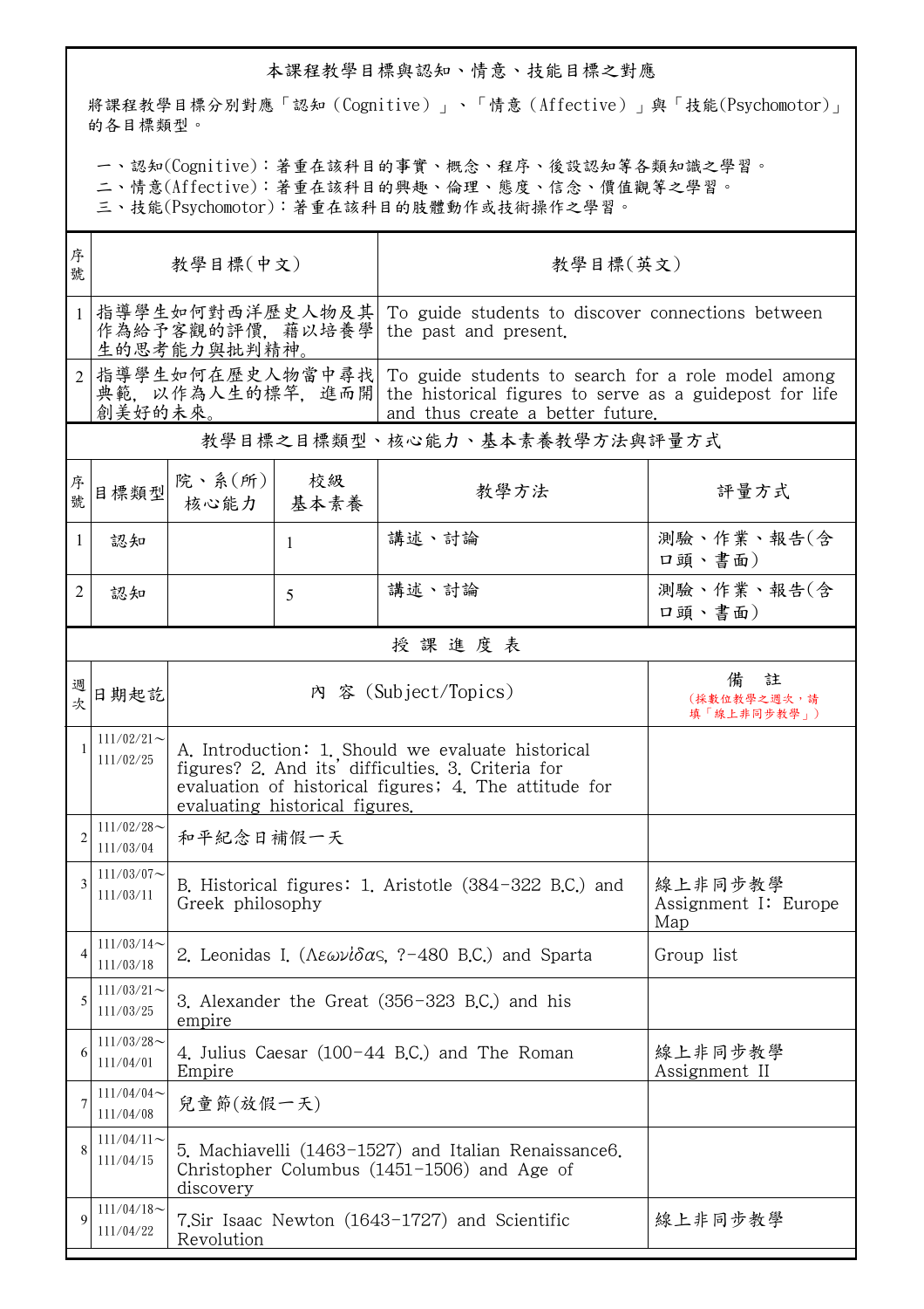本課程教學目標與認知、情意、技能目標之對應

將課程教學目標分別對應「認知（Cognitive）」、「情意（Affective）」與「技能(Psychomotor)」的各目標類型。

一、認知(Cognitive)：著重在該科目的事實、概念、程序、後設認知等各類知識之學習。
二、情意(Affective)：著重在該科目的興趣、倫理、態度、信念、價值觀等之學習。
三、技能(Psychomotor)：著重在該科目的肢體動作或技術操作之學習。

| 序號 | 教學目標(中文) | 教學目標(英文) |
|---|---|---|
| 1 | 指導學生如何對西洋歷史人物及其作為給予客觀的評價，藉以培養學生的思考能力與批判精神。 | To guide students to discover connections between the past and present. |
| 2 | 指導學生如何在歷史人物當中尋找典範，以作為人生的標竿，進而開創美好的未來。 | To guide students to search for a role model among the historical figures to serve as a guidepost for life and thus create a better future. |

教學目標之目標類型、核心能力、基本素養教學方法與評量方式

| 序號 | 目標類型 | 院、系(所)核心能力 | 校級基本素養 | 教學方法 | 評量方式 |
|---|---|---|---|---|---|
| 1 | 認知 | | 1 | 講述、討論 | 測驗、作業、報告(含口頭、書面) |
| 2 | 認知 | | 5 | 講述、討論 | 測驗、作業、報告(含口頭、書面) |

授課進度表

| 週次 | 日期起訖 | 內 容 (Subject/Topics) | 備 註（採數位教學之週次，請填「線上非同步教學」） |
|---|---|---|---|
| 1 | 111/02/21～111/02/25 | A. Introduction: 1. Should we evaluate historical figures? 2. And its' difficulties. 3. Criteria for evaluation of historical figures; 4. The attitude for evaluating historical figures. | |
| 2 | 111/02/28～111/03/04 | 和平紀念日補假一天 | |
| 3 | 111/03/07～111/03/11 | B. Historical figures: 1. Aristotle (384-322 B.C.) and Greek philosophy | 線上非同步教學 Assignment I: Europe Map |
| 4 | 111/03/14～111/03/18 | 2. Leonidas I. (Λεωνίδας, ?-480 B.C.) and Sparta | Group list |
| 5 | 111/03/21～111/03/25 | 3. Alexander the Great (356-323 B.C.) and his empire | |
| 6 | 111/03/28～111/04/01 | 4. Julius Caesar (100-44 B.C.) and The Roman Empire | 線上非同步教學 Assignment II |
| 7 | 111/04/04～111/04/08 | 兒童節(放假一天) | |
| 8 | 111/04/11～111/04/15 | 5. Machiavelli (1463-1527) and Italian Renaissance6. Christopher Columbus (1451-1506) and Age of discovery | |
| 9 | 111/04/18～111/04/22 | 7.Sir Isaac Newton (1643-1727) and Scientific Revolution | 線上非同步教學 |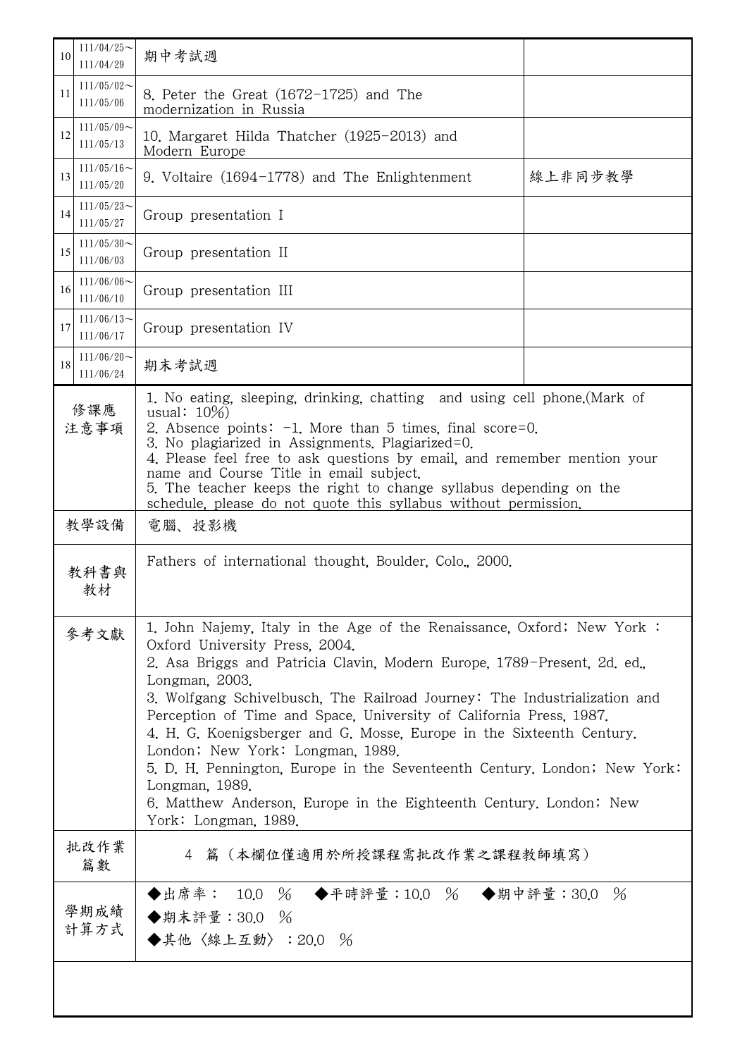| | | | |
|---|---|---|---|
| 10 | 111/04/25～111/04/29 | 期中考試週 | |
| 11 | 111/05/02～111/05/06 | 8. Peter the Great (1672-1725) and The modernization in Russia | |
| 12 | 111/05/09～111/05/13 | 10. Margaret Hilda Thatcher (1925-2013) and Modern Europe | |
| 13 | 111/05/16～111/05/20 | 9. Voltaire (1694-1778) and The Enlightenment | 線上非同步教學 |
| 14 | 111/05/23～111/05/27 | Group presentation I | |
| 15 | 111/05/30～111/06/03 | Group presentation II | |
| 16 | 111/06/06～111/06/10 | Group presentation III | |
| 17 | 111/06/13～111/06/17 | Group presentation IV | |
| 18 | 111/06/20～111/06/24 | 期末考試週 | |

| | |
|---|---|
| 修課應注意事項 | 1. No eating, sleeping, drinking, chatting and using cell phone.(Mark of usual: 10%)<br>2. Absence points: -1. More than 5 times, final score=0.<br>3. No plagiarized in Assignments. Plagiarized=0.<br>4. Please feel free to ask questions by email, and remember mention your name and Course Title in email subject.<br>5. The teacher keeps the right to change syllabus depending on the schedule, please do not quote this syllabus without permission. |
| 教學設備 | 電腦、投影機 |
| 教科書與教材 | Fathers of international thought, Boulder, Colo., 2000. |
| 參考文獻 | 1. John Najemy, Italy in the Age of the Renaissance, Oxford; New York : Oxford University Press, 2004.<br>2. Asa Briggs and Patricia Clavin, Modern Europe, 1789-Present, 2d. ed., Longman, 2003.<br>3. Wolfgang Schivelbusch, The Railroad Journey: The Industrialization and Perception of Time and Space, University of California Press, 1987.<br>4. H. G. Koenigsberger and G. Mosse, Europe in the Sixteenth Century. London; New York: Longman, 1989.<br>5. D. H. Pennington, Europe in the Seventeenth Century. London; New York: Longman, 1989.<br>6. Matthew Anderson, Europe in the Eighteenth Century. London; New York: Longman, 1989. |
| 批改作業篇數 | 4 篇（本欄位僅適用於所授課程需批改作業之課程教師填寫） |
| 學期成績計算方式 | ◆出席率： 10.0 % ◆平時評量：10.0 % ◆期中評量：30.0 %<br>◆期末評量：30.0 %<br>◆其他〈線上互動〉：20.0 % |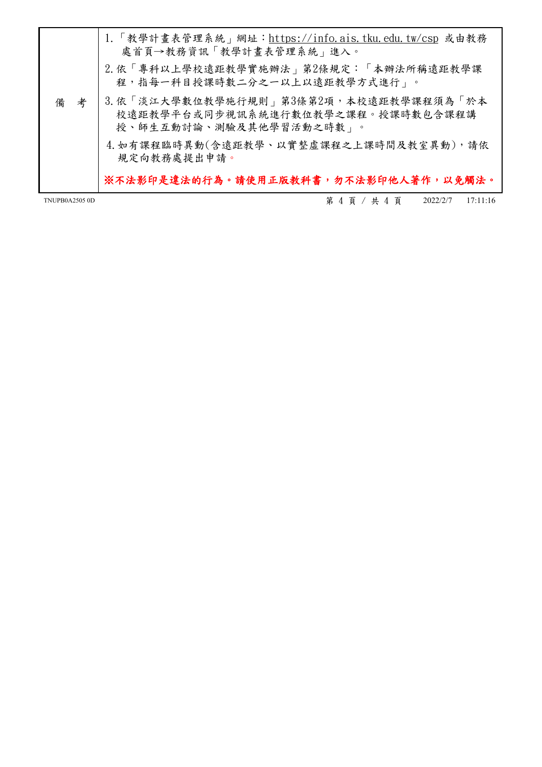| | |
|---|---|
| 備　考 | 1.「教學計畫表管理系統」網址：https://info.ais.tku.edu.tw/csp 或由教務處首頁→教務資訊「教學計畫表管理系統」進入。<br>2.依「專科以上學校遠距教學實施辦法」第2條規定：「本辦法所稱遠距教學課程，指每一科目授課時數二分之一以上以遠距教學方式進行」。<br>3.依「淡江大學數位教學施行規則」第3條第2項，本校遠距教學課程須為「於本校遠距教學平台或同步視訊系統進行數位教學之課程。授課時數包含課程講授、師生互動討論、測驗及其他學習活動之時數」。<br>4.如有課程臨時異動(含遠距教學、以實整虛課程之上課時間及教室異動)，請依規定向教務處提出申請。<br>**※不法影印是違法的行為。請使用正版教科書，勿不法影印他人著作，以免觸法。** |

TNUPB0A2505 0D

2022/2/7　17:11:16